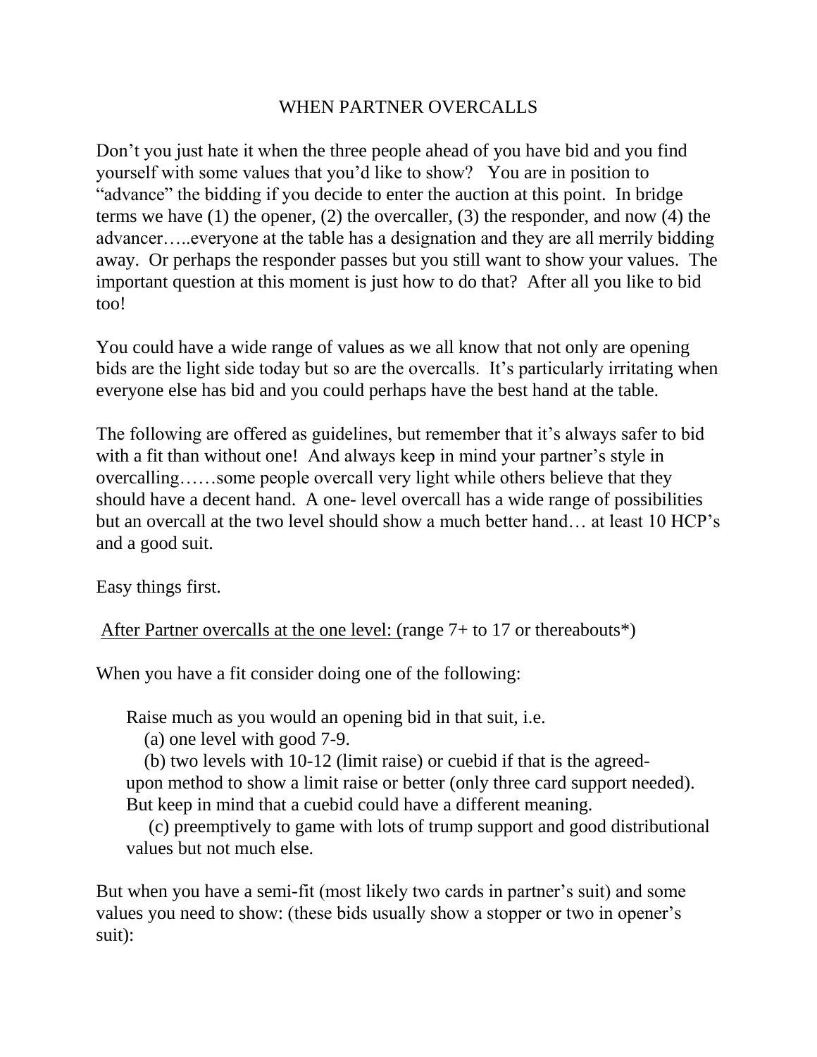# WHEN PARTNER OVERCALLS

Don't you just hate it when the three people ahead of you have bid and you find yourself with some values that you'd like to show? You are in position to "advance" the bidding if you decide to enter the auction at this point. In bridge terms we have (1) the opener, (2) the overcaller, (3) the responder, and now (4) the advancer…..everyone at the table has a designation and they are all merrily bidding away. Or perhaps the responder passes but you still want to show your values. The important question at this moment is just how to do that? After all you like to bid too!

You could have a wide range of values as we all know that not only are opening bids are the light side today but so are the overcalls. It's particularly irritating when everyone else has bid and you could perhaps have the best hand at the table.

The following are offered as guidelines, but remember that it's always safer to bid with a fit than without one! And always keep in mind your partner's style in overcalling……some people overcall very light while others believe that they should have a decent hand. A one- level overcall has a wide range of possibilities but an overcall at the two level should show a much better hand… at least 10 HCP's and a good suit.

Easy things first.

<u>After Partner overcalls at the one level: (</u>range 7+ to 17 or thereabouts*)

When you have a fit consider doing one of the following:

Raise much as you would an opening bid in that suit, i.e.

(a) one level with good 7-9.

(b) two levels with 10-12 (limit raise) or cuebid if that is the agreed-upon method to show a limit raise or better (only three card support needed). But keep in mind that a cuebid could have a different meaning.

(c) preemptively to game with lots of trump support and good distributional values but not much else.

But when you have a semi-fit (most likely two cards in partner's suit) and some values you need to show: (these bids usually show a stopper or two in opener's suit):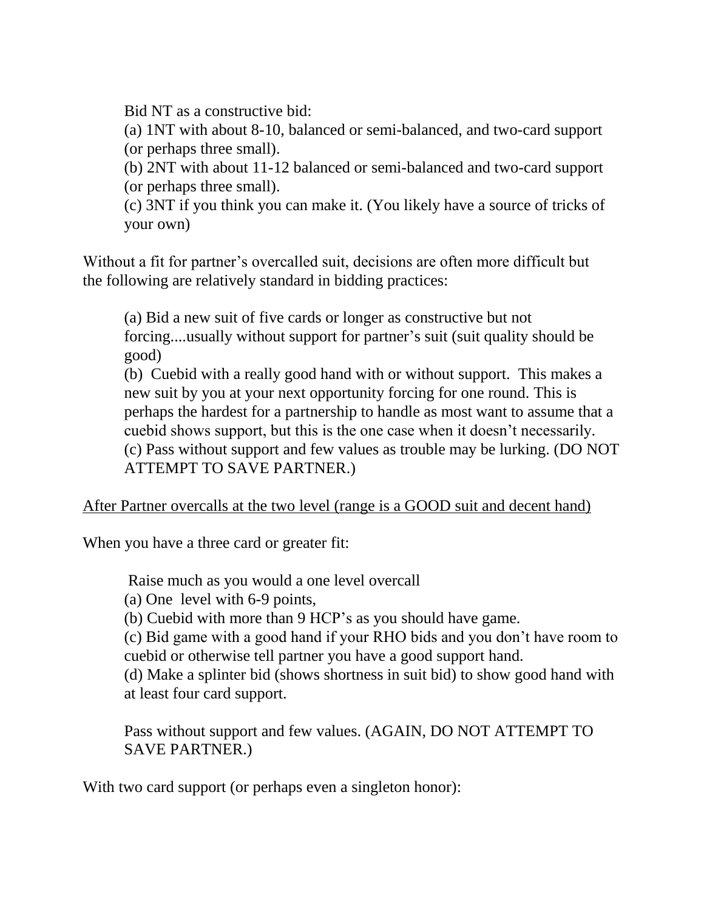Bid NT as a constructive bid:

(a) 1NT with about 8-10, balanced or semi-balanced, and two-card support (or perhaps three small).

(b) 2NT with about 11-12 balanced or semi-balanced and two-card support (or perhaps three small).

(c) 3NT if you think you can make it. (You likely have a source of tricks of your own)

Without a fit for partner's overcalled suit, decisions are often more difficult but the following are relatively standard in bidding practices:

(a) Bid a new suit of five cards or longer as constructive but not forcing....usually without support for partner's suit (suit quality should be good)

(b) Cuebid with a really good hand with or without support. This makes a new suit by you at your next opportunity forcing for one round. This is perhaps the hardest for a partnership to handle as most want to assume that a cuebid shows support, but this is the one case when it doesn't necessarily.

(c) Pass without support and few values as trouble may be lurking. (DO NOT ATTEMPT TO SAVE PARTNER.)

<u>After Partner overcalls at the two level (range is a GOOD suit and decent hand)</u>

When you have a three card or greater fit:

Raise much as you would a one level overcall

(a) One level with 6-9 points,

(b) Cuebid with more than 9 HCP's as you should have game.

(c) Bid game with a good hand if your RHO bids and you don't have room to cuebid or otherwise tell partner you have a good support hand.

(d) Make a splinter bid (shows shortness in suit bid) to show good hand with at least four card support.

Pass without support and few values. (AGAIN, DO NOT ATTEMPT TO SAVE PARTNER.)

With two card support (or perhaps even a singleton honor):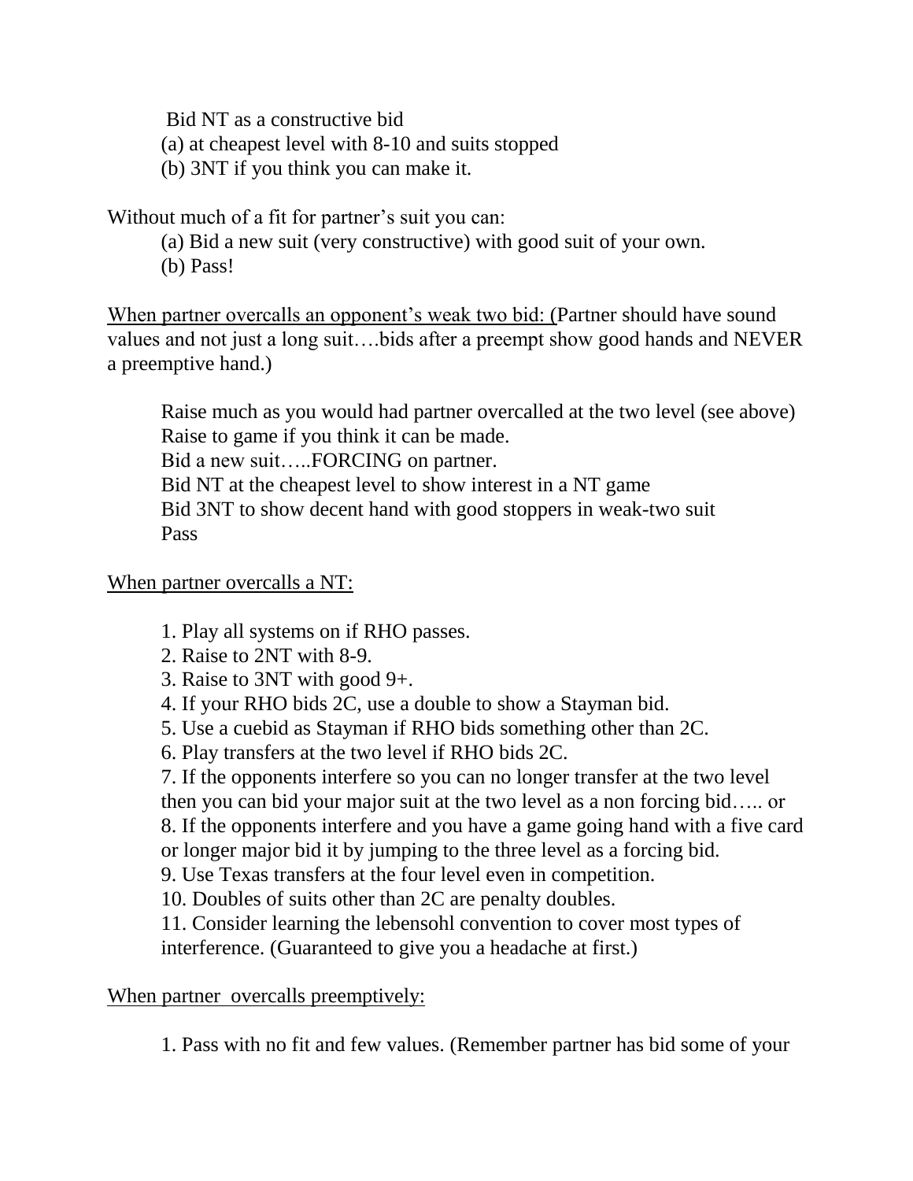Bid NT as a constructive bid

(a) at cheapest level with 8-10 and suits stopped

(b) 3NT if you think you can make it.

Without much of a fit for partner's suit you can:

(a) Bid a new suit (very constructive) with good suit of your own.

(b) Pass!

<u>When partner overcalls an opponent's weak two bid: (</u>Partner should have sound values and not just a long suit….bids after a preempt show good hands and NEVER a preemptive hand.)

Raise much as you would had partner overcalled at the two level (see above)
Raise to game if you think it can be made.
Bid a new suit…..FORCING on partner.
Bid NT at the cheapest level to show interest in a NT game
Bid 3NT to show decent hand with good stoppers in weak-two suit
Pass

<u>When partner overcalls a NT:</u>

1. Play all systems on if RHO passes.
2. Raise to 2NT with 8-9.
3. Raise to 3NT with good 9+.
4. If your RHO bids 2C, use a double to show a Stayman bid.
5. Use a cuebid as Stayman if RHO bids something other than 2C.
6. Play transfers at the two level if RHO bids 2C.
7. If the opponents interfere so you can no longer transfer at the two level then you can bid your major suit at the two level as a non forcing bid….. or
8. If the opponents interfere and you have a game going hand with a five card or longer major bid it by jumping to the three level as a forcing bid.
9. Use Texas transfers at the four level even in competition.
10. Doubles of suits other than 2C are penalty doubles.
11. Consider learning the lebensohl convention to cover most types of interference. (Guaranteed to give you a headache at first.)

<u>When partner overcalls preemptively:</u>

1. Pass with no fit and few values. (Remember partner has bid some of your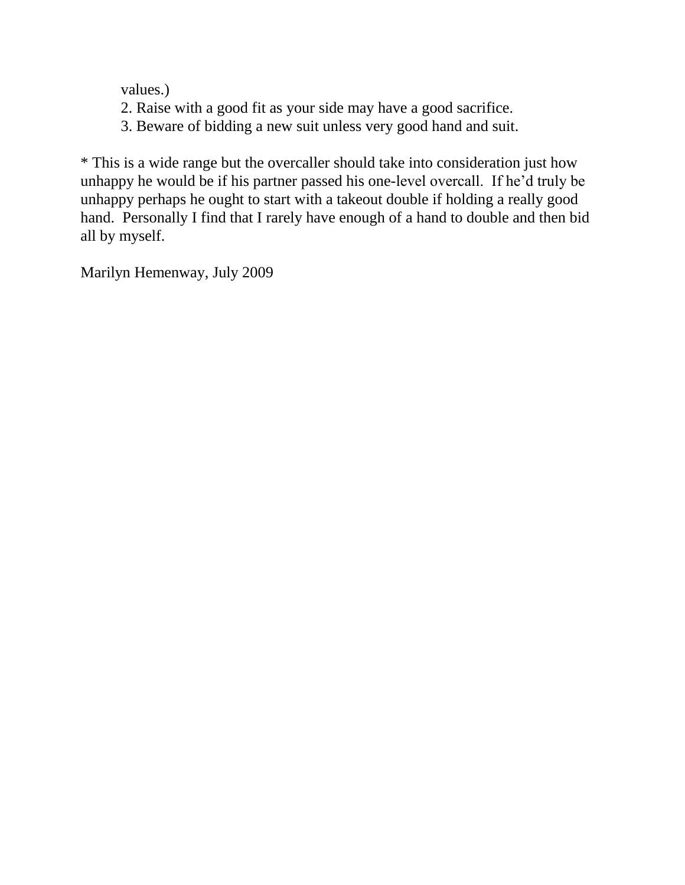values.)

2. Raise with a good fit as your side may have a good sacrifice.
3. Beware of bidding a new suit unless very good hand and suit.

* This is a wide range but the overcaller should take into consideration just how unhappy he would be if his partner passed his one-level overcall. If he'd truly be unhappy perhaps he ought to start with a takeout double if holding a really good hand. Personally I find that I rarely have enough of a hand to double and then bid all by myself.

Marilyn Hemenway, July 2009